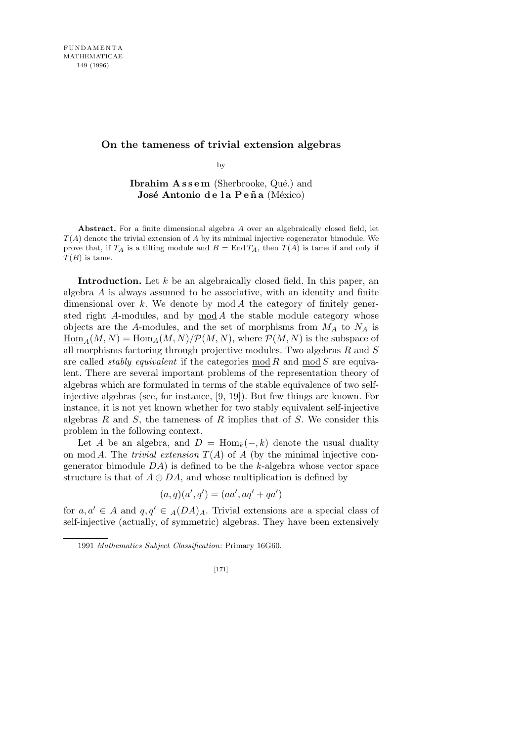# On the tameness of trivial extension algebras

by

**Ibrahim Assem** (Sherbrooke, Qué.) and
**José Antonio de la Peña** (México)

**Abstract.** For a finite dimensional algebra $A$ over an algebraically closed field, let $T(A)$ denote the trivial extension of $A$ by its minimal injective cogenerator bimodule. We prove that, if $T_A$ is a tilting module and $B = \operatorname{End} T_A$, then $T(A)$ is tame if and only if $T(B)$ is tame.

**Introduction.** Let $k$ be an algebraically closed field. In this paper, an algebra $A$ is always assumed to be associative, with an identity and finite dimensional over $k$. We denote by $\operatorname{mod} A$ the category of finitely generated right $A$-modules, and by $\underline{\operatorname{mod}}\, A$ the stable module category whose objects are the $A$-modules, and the set of morphisms from $M_A$ to $N_A$ is $\underline{\operatorname{Hom}}_A(M,N) = \operatorname{Hom}_A(M,N)/\mathcal{P}(M,N)$, where $\mathcal{P}(M,N)$ is the subspace of all morphisms factoring through projective modules. Two algebras $R$ and $S$ are called *stably equivalent* if the categories $\underline{\operatorname{mod}}\, R$ and $\underline{\operatorname{mod}}\, S$ are equivalent. There are several important problems of the representation theory of algebras which are formulated in terms of the stable equivalence of two self-injective algebras (see, for instance, [9, 19]). But few things are known. For instance, it is not yet known whether for two stably equivalent self-injective algebras $R$ and $S$, the tameness of $R$ implies that of $S$. We consider this problem in the following context.

Let $A$ be an algebra, and $D = \operatorname{Hom}_k(-,k)$ denote the usual duality on $\operatorname{mod} A$. The *trivial extension* $T(A)$ of $A$ (by the minimal injective cogenerator bimodule $DA$) is defined to be the $k$-algebra whose vector space structure is that of $A \oplus DA$, and whose multiplication is defined by

$$(a,q)(a',q') = (aa', aq' + qa')$$

for $a, a' \in A$ and $q, q' \in {}_A(DA)_A$. Trivial extensions are a special class of self-injective (actually, of symmetric) algebras. They have been extensively

1991 *Mathematics Subject Classification*: Primary 16G60.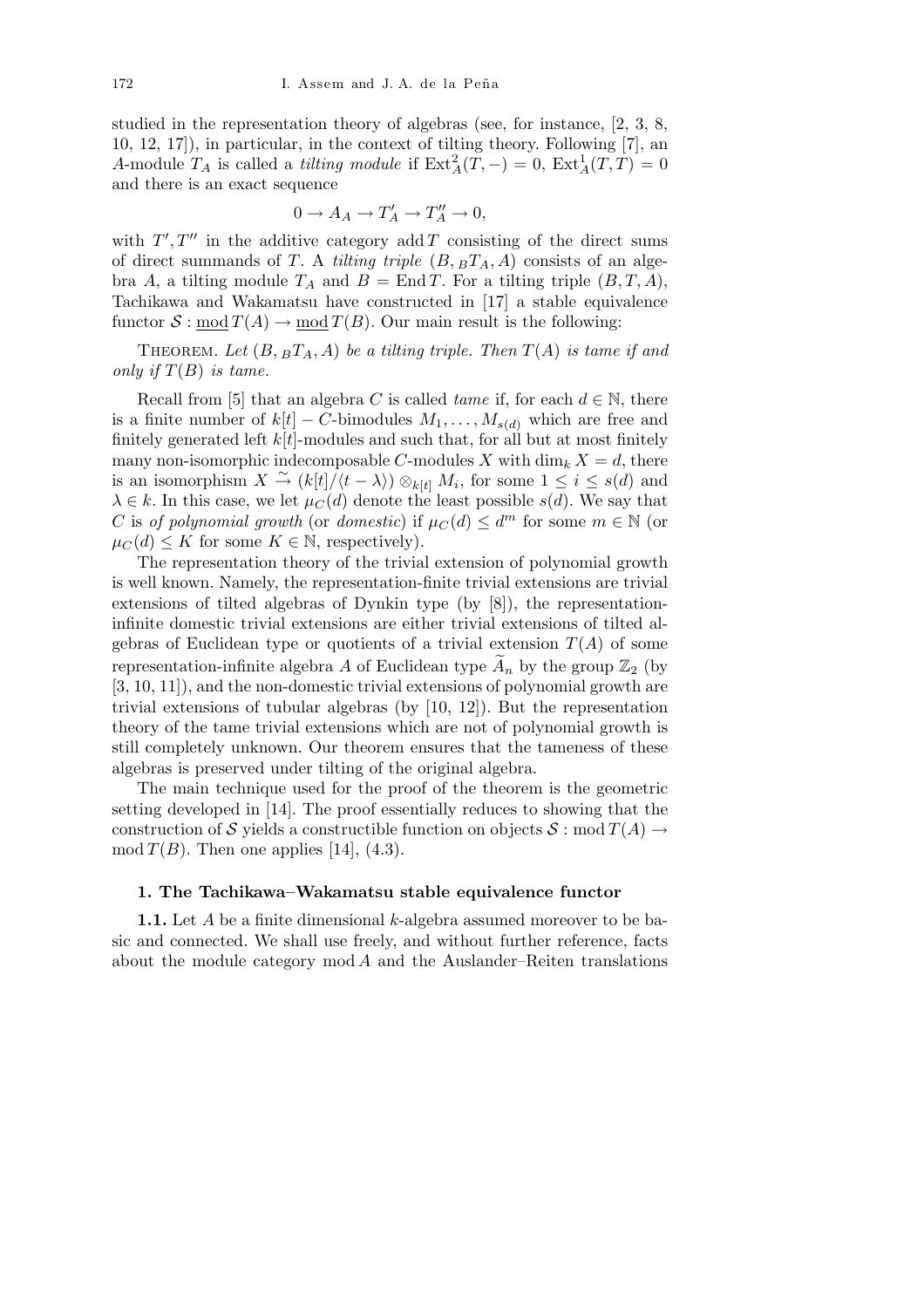studied in the representation theory of algebras (see, for instance, [2, 3, 8, 10, 12, 17]), in particular, in the context of tilting theory. Following [7], an $A$-module $T_A$ is called a *tilting module* if $\mathrm{Ext}^2_A(T,-)=0$, $\mathrm{Ext}^1_A(T,T)=0$ and there is an exact sequence

$$0 \to A_A \to T'_A \to T''_A \to 0,$$

with $T', T''$ in the additive category $\operatorname{add} T$ consisting of the direct sums of direct summands of $T$. A *tilting triple* $(B, {}_BT_A, A)$ consists of an algebra $A$, a tilting module $T_A$ and $B = \operatorname{End} T$. For a tilting triple $(B,T,A)$, Tachikawa and Wakamatsu have constructed in [17] a stable equivalence functor $\mathcal{S} : \underline{\mathrm{mod}}\, T(A) \to \underline{\mathrm{mod}}\, T(B)$. Our main result is the following:

Theorem. *Let $(B, {}_BT_A, A)$ be a tilting triple. Then $T(A)$ is tame if and only if $T(B)$ is tame.*

Recall from [5] that an algebra $C$ is called *tame* if, for each $d \in \mathbb{N}$, there is a finite number of $k[t]-C$-bimodules $M_1, \ldots, M_{s(d)}$ which are free and finitely generated left $k[t]$-modules and such that, for all but at most finitely many non-isomorphic indecomposable $C$-modules $X$ with $\dim_k X = d$, there is an isomorphism $X \xrightarrow{\sim} (k[t]/\langle t-\lambda\rangle) \otimes_{k[t]} M_i$, for some $1 \le i \le s(d)$ and $\lambda \in k$. In this case, we let $\mu_C(d)$ denote the least possible $s(d)$. We say that $C$ is *of polynomial growth* (or *domestic*) if $\mu_C(d) \le d^m$ for some $m \in \mathbb{N}$ (or $\mu_C(d) \le K$ for some $K \in \mathbb{N}$, respectively).

The representation theory of the trivial extension of polynomial growth is well known. Namely, the representation-finite trivial extensions are trivial extensions of tilted algebras of Dynkin type (by [8]), the representation-infinite domestic trivial extensions are either trivial extensions of tilted algebras of Euclidean type or quotients of a trivial extension $T(A)$ of some representation-infinite algebra $A$ of Euclidean type $\widetilde{A}_n$ by the group $\mathbb{Z}_2$ (by [3, 10, 11]), and the non-domestic trivial extensions of polynomial growth are trivial extensions of tubular algebras (by [10, 12]). But the representation theory of the tame trivial extensions which are not of polynomial growth is still completely unknown. Our theorem ensures that the tameness of these algebras is preserved under tilting of the original algebra.

The main technique used for the proof of the theorem is the geometric setting developed in [14]. The proof essentially reduces to showing that the construction of $\mathcal{S}$ yields a constructible function on objects $\mathcal{S} : \operatorname{mod} T(A) \to \operatorname{mod} T(B)$. Then one applies [14], (4.3).

## 1. The Tachikawa–Wakamatsu stable equivalence functor

**1.1.** Let $A$ be a finite dimensional $k$-algebra assumed moreover to be basic and connected. We shall use freely, and without further reference, facts about the module category $\operatorname{mod} A$ and the Auslander–Reiten translations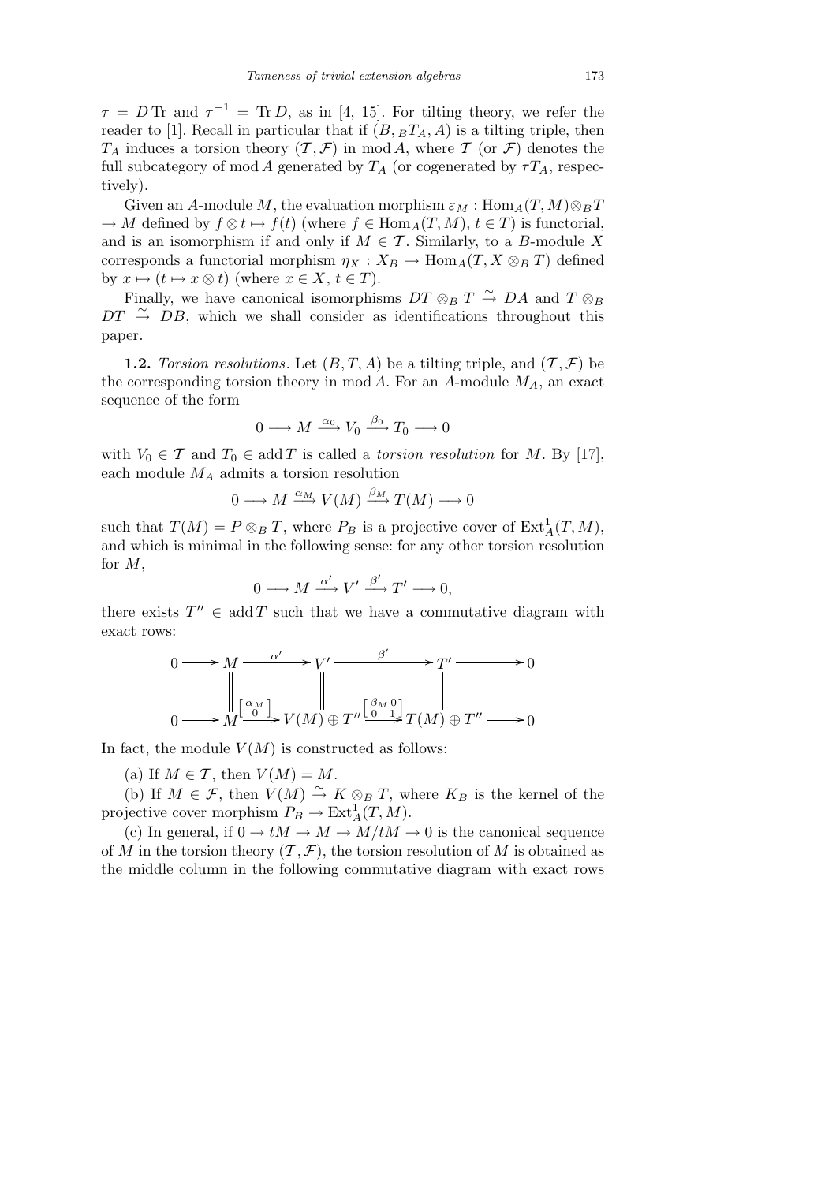$\tau = D\,\mathrm{Tr}$ and $\tau^{-1} = \mathrm{Tr}\,D$, as in [4, 15]. For tilting theory, we refer the reader to [1]. Recall in particular that if $(B, {}_BT_A, A)$ is a tilting triple, then $T_A$ induces a torsion theory $(\mathcal{T}, \mathcal{F})$ in $\mathrm{mod}\,A$, where $\mathcal{T}$ (or $\mathcal{F}$) denotes the full subcategory of $\mathrm{mod}\,A$ generated by $T_A$ (or cogenerated by $\tau T_A$, respectively).

Given an $A$-module $M$, the evaluation morphism $\varepsilon_M : \mathrm{Hom}_A(T, M) \otimes_B T \to M$ defined by $f \otimes t \mapsto f(t)$ (where $f \in \mathrm{Hom}_A(T, M)$, $t \in T$) is functorial, and is an isomorphism if and only if $M \in \mathcal{T}$. Similarly, to a $B$-module $X$ corresponds a functorial morphism $\eta_X : X_B \to \mathrm{Hom}_A(T, X \otimes_B T)$ defined by $x \mapsto (t \mapsto x \otimes t)$ (where $x \in X$, $t \in T$).

Finally, we have canonical isomorphisms $DT \otimes_B T \xrightarrow{\sim} DA$ and $T \otimes_B DT \xrightarrow{\sim} DB$, which we shall consider as identifications throughout this paper.

**1.2.** *Torsion resolutions*. Let $(B, T, A)$ be a tilting triple, and $(\mathcal{T}, \mathcal{F})$ be the corresponding torsion theory in $\mathrm{mod}\,A$. For an $A$-module $M_A$, an exact sequence of the form

$$0 \longrightarrow M \xrightarrow{\alpha_0} V_0 \xrightarrow{\beta_0} T_0 \longrightarrow 0$$

with $V_0 \in \mathcal{T}$ and $T_0 \in \mathrm{add}\,T$ is called a *torsion resolution* for $M$. By [17], each module $M_A$ admits a torsion resolution

$$0 \longrightarrow M \xrightarrow{\alpha_M} V(M) \xrightarrow{\beta_M} T(M) \longrightarrow 0$$

such that $T(M) = P \otimes_B T$, where $P_B$ is a projective cover of $\mathrm{Ext}^1_A(T, M)$, and which is minimal in the following sense: for any other torsion resolution for $M$,

$$0 \longrightarrow M \xrightarrow{\alpha'} V' \xrightarrow{\beta'} T' \longrightarrow 0,$$

there exists $T'' \in \mathrm{add}\,T$ such that we have a commutative diagram with exact rows:

$$\begin{array}{ccccccccc}
0 & \longrightarrow & M & \xrightarrow{\alpha'} & V' & \xrightarrow{\beta'} & T' & \longrightarrow & 0 \\
 & & \| & & \| & & \| & & \\
0 & \longrightarrow & M & \xrightarrow{\left[\begin{smallmatrix}\alpha_M\\ 0\end{smallmatrix}\right]} & V(M) \oplus T'' & \xrightarrow{\left[\begin{smallmatrix}\beta_M & 0\\ 0 & 1\end{smallmatrix}\right]} & T(M) \oplus T'' & \longrightarrow & 0
\end{array}$$

In fact, the module $V(M)$ is constructed as follows:

(a) If $M \in \mathcal{T}$, then $V(M) = M$.

(b) If $M \in \mathcal{F}$, then $V(M) \xrightarrow{\sim} K \otimes_B T$, where $K_B$ is the kernel of the projective cover morphism $P_B \to \mathrm{Ext}^1_A(T, M)$.

(c) In general, if $0 \to tM \to M \to M/tM \to 0$ is the canonical sequence of $M$ in the torsion theory $(\mathcal{T}, \mathcal{F})$, the torsion resolution of $M$ is obtained as the middle column in the following commutative diagram with exact rows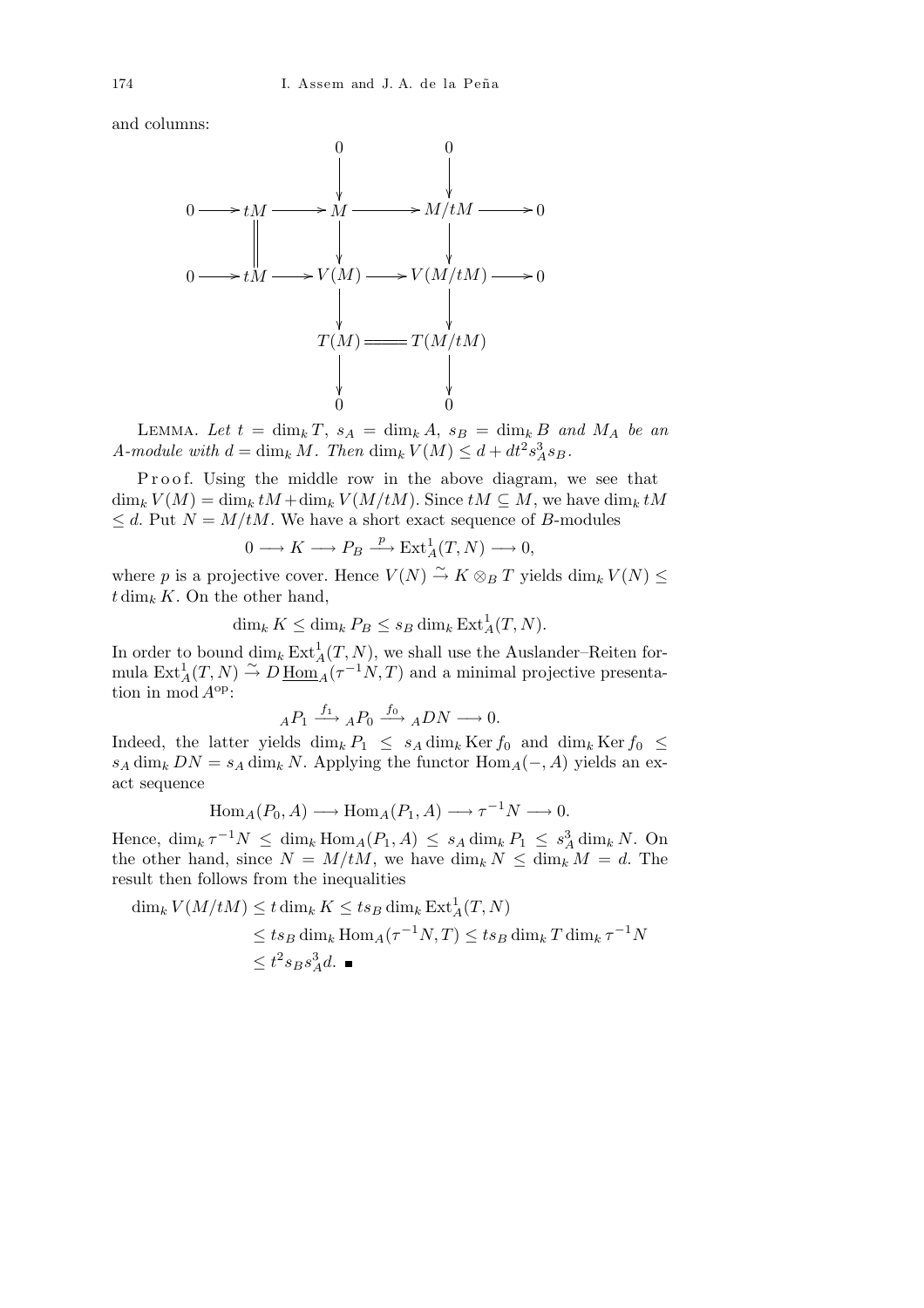and columns:

$$
\begin{array}{ccccccccc}
 & & & & 0 & & 0 & & \\
 & & & & \downarrow & & \downarrow & & \\
0 & \longrightarrow & tM & \longrightarrow & M & \longrightarrow & M/tM & \longrightarrow & 0 \\
 & & \| & & \downarrow & & \downarrow & & \\
0 & \longrightarrow & tM & \longrightarrow & V(M) & \longrightarrow & V(M/tM) & \longrightarrow & 0 \\
 & & & & \downarrow & & \downarrow & & \\
 & & & & T(M) & = & T(M/tM) & & \\
 & & & & \downarrow & & \downarrow & & \\
 & & & & 0 & & 0 & &
\end{array}
$$

Lemma. *Let $t = \dim_k T$, $s_A = \dim_k A$, $s_B = \dim_k B$ and $M_A$ be an $A$-module with $d = \dim_k M$. Then $\dim_k V(M) \le d + dt^2 s_A^3 s_B$.*

Proof. Using the middle row in the above diagram, we see that $\dim_k V(M) = \dim_k tM + \dim_k V(M/tM)$. Since $tM \subseteq M$, we have $\dim_k tM \le d$. Put $N = M/tM$. We have a short exact sequence of $B$-modules

$$0 \longrightarrow K \longrightarrow P_B \xrightarrow{p} \operatorname{Ext}^1_A(T, N) \longrightarrow 0,$$

where $p$ is a projective cover. Hence $V(N) \xrightarrow{\sim} K \otimes_B T$ yields $\dim_k V(N) \le t \dim_k K$. On the other hand,

$$\dim_k K \le \dim_k P_B \le s_B \dim_k \operatorname{Ext}^1_A(T, N).$$

In order to bound $\dim_k \operatorname{Ext}^1_A(T, N)$, we shall use the Auslander–Reiten formula $\operatorname{Ext}^1_A(T, N) \xrightarrow{\sim} D\,\underline{\operatorname{Hom}}_A(\tau^{-1}N, T)$ and a minimal projective presentation in $\operatorname{mod} A^{\mathrm{op}}$:

$${}_AP_1 \xrightarrow{f_1} {}_AP_0 \xrightarrow{f_0} {}_ADN \longrightarrow 0.$$

Indeed, the latter yields $\dim_k P_1 \le s_A \dim_k \operatorname{Ker} f_0$ and $\dim_k \operatorname{Ker} f_0 \le s_A \dim_k DN = s_A \dim_k N$. Applying the functor $\operatorname{Hom}_A(-, A)$ yields an exact sequence

$$\operatorname{Hom}_A(P_0, A) \longrightarrow \operatorname{Hom}_A(P_1, A) \longrightarrow \tau^{-1}N \longrightarrow 0.$$

Hence, $\dim_k \tau^{-1}N \le \dim_k \operatorname{Hom}_A(P_1, A) \le s_A \dim_k P_1 \le s_A^3 \dim_k N$. On the other hand, since $N = M/tM$, we have $\dim_k N \le \dim_k M = d$. The result then follows from the inequalities

$$
\begin{aligned}
\dim_k V(M/tM) &\le t \dim_k K \le t s_B \dim_k \operatorname{Ext}^1_A(T, N) \\
&\le t s_B \dim_k \operatorname{Hom}_A(\tau^{-1}N, T) \le t s_B \dim_k T \dim_k \tau^{-1}N \\
&\le t^2 s_B s_A^3 d. \ \blacksquare
\end{aligned}
$$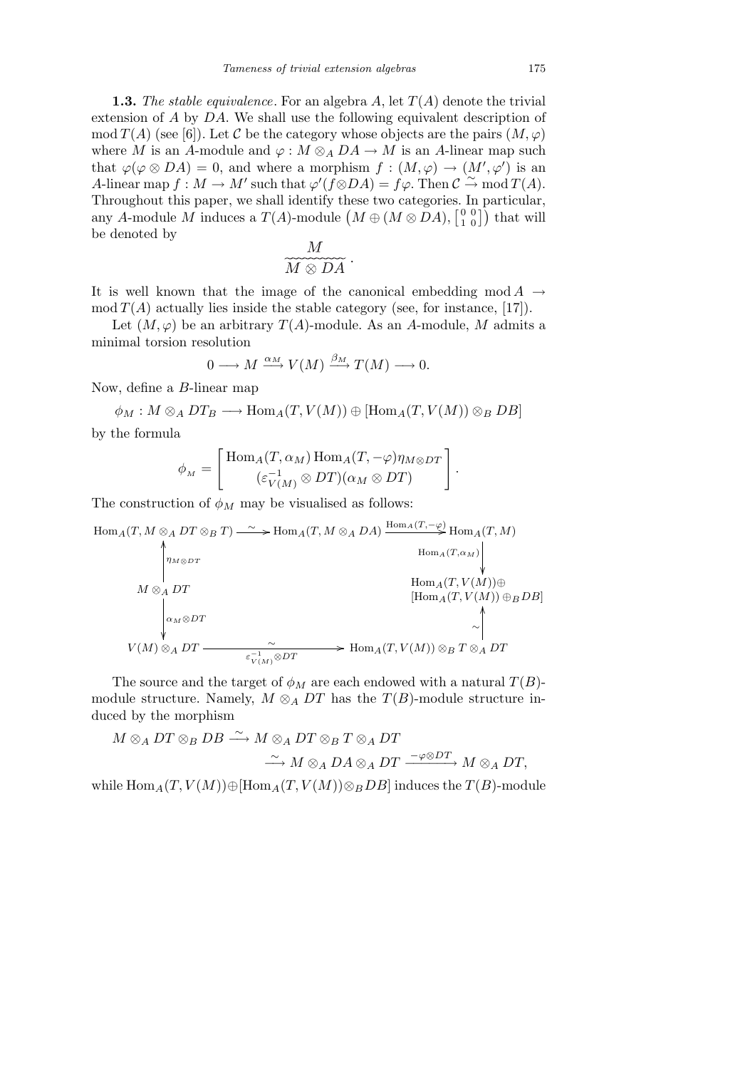**1.3.** *The stable equivalence*. For an algebra $A$, let $T(A)$ denote the trivial extension of $A$ by $DA$. We shall use the following equivalent description of $\operatorname{mod} T(A)$ (see [6]). Let $\mathcal{C}$ be the category whose objects are the pairs $(M, \varphi)$ where $M$ is an $A$-module and $\varphi : M \otimes_A DA \to M$ is an $A$-linear map such that $\varphi(\varphi \otimes DA) = 0$, and where a morphism $f : (M, \varphi) \to (M', \varphi')$ is an $A$-linear map $f : M \to M'$ such that $\varphi'(f \otimes DA) = f\varphi$. Then $\mathcal{C} \xrightarrow{\sim} \operatorname{mod} T(A)$. Throughout this paper, we shall identify these two categories. In particular, any $A$-module $M$ induces a $T(A)$-module $\left(M \oplus (M \otimes DA), \left[\begin{smallmatrix} 0 & 0 \\ 1 & 0 \end{smallmatrix}\right]\right)$ that will be denoted by

$$\underbrace{\frac{M}{M \otimes DA}}.$$

It is well known that the image of the canonical embedding $\operatorname{mod} A \to \operatorname{mod} T(A)$ actually lies inside the stable category (see, for instance, [17]).

Let $(M, \varphi)$ be an arbitrary $T(A)$-module. As an $A$-module, $M$ admits a minimal torsion resolution

$$0 \longrightarrow M \xrightarrow{\alpha_M} V(M) \xrightarrow{\beta_M} T(M) \longrightarrow 0.$$

Now, define a $B$-linear map

$$\phi_M : M \otimes_A DT_B \longrightarrow \operatorname{Hom}_A(T, V(M)) \oplus [\operatorname{Hom}_A(T, V(M)) \otimes_B DB]$$

by the formula

$$\phi_M = \begin{bmatrix} \operatorname{Hom}_A(T, \alpha_M) \operatorname{Hom}_A(T, -\varphi)\eta_{M \otimes DT} \\ (\varepsilon_{V(M)}^{-1} \otimes DT)(\alpha_M \otimes DT) \end{bmatrix}.$$

The construction of $\phi_M$ may be visualised as follows:

$$\begin{array}{ccccc}
\operatorname{Hom}_A(T, M \otimes_A DT \otimes_B T) & \xrightarrow{\sim} & \operatorname{Hom}_A(T, M \otimes_A DA) & \xrightarrow{\operatorname{Hom}_A(T,-\varphi)} & \operatorname{Hom}_A(T, M) \\
\uparrow{\scriptstyle \eta_{M \otimes DT}} & & & & \downarrow{\scriptstyle \operatorname{Hom}_A(T,\alpha_M)} \\
M \otimes_A DT & & & & \operatorname{Hom}_A(T, V(M)) \oplus [\operatorname{Hom}_A(T, V(M)) \oplus_B DB] \\
\downarrow{\scriptstyle \alpha_M \otimes DT} & & & & \uparrow{\scriptstyle \sim} \\
V(M) \otimes_A DT & & \xrightarrow[\varepsilon_{V(M)}^{-1} \otimes DT]{\sim} & & \operatorname{Hom}_A(T, V(M)) \otimes_B T \otimes_A DT
\end{array}$$

The source and the target of $\phi_M$ are each endowed with a natural $T(B)$-module structure. Namely, $M \otimes_A DT$ has the $T(B)$-module structure induced by the morphism

$$\begin{aligned}
M \otimes_A DT \otimes_B DB &\xrightarrow{\sim} M \otimes_A DT \otimes_B T \otimes_A DT \\
&\xrightarrow{\sim} M \otimes_A DA \otimes_A DT \xrightarrow{-\varphi \otimes DT} M \otimes_A DT,
\end{aligned}$$

while $\operatorname{Hom}_A(T, V(M)) \oplus [\operatorname{Hom}_A(T, V(M)) \otimes_B DB]$ induces the $T(B)$-module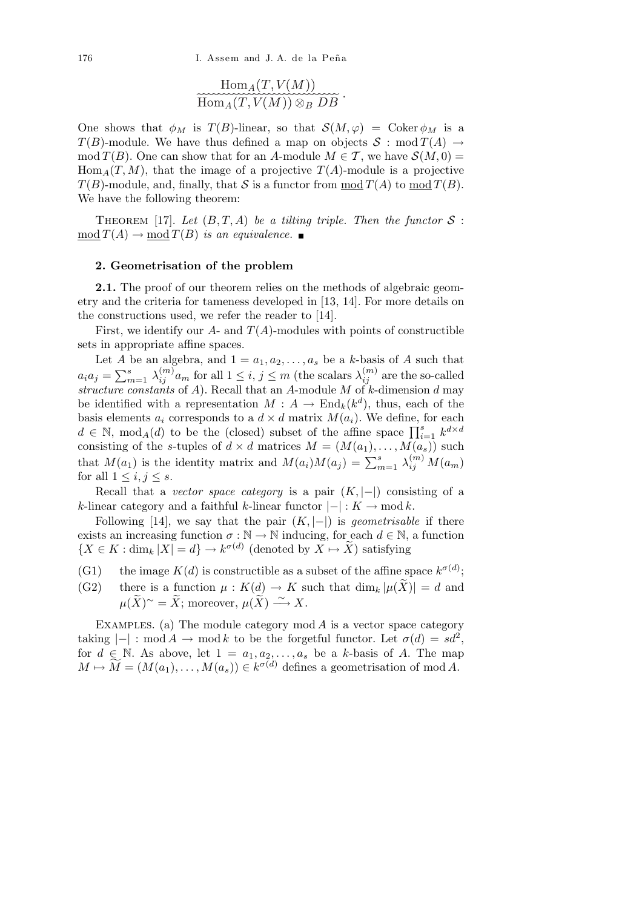$$\underbrace{\frac{\operatorname{Hom}_A(T,V(M))}{\operatorname{Hom}_A(T,V(M))\otimes_B DB}}.$$

One shows that $\phi_M$ is $T(B)$-linear, so that $\mathcal{S}(M,\varphi) = \operatorname{Coker}\phi_M$ is a $T(B)$-module. We have thus defined a map on objects $\mathcal{S} : \operatorname{mod} T(A) \to \operatorname{mod} T(B)$. One can show that for an $A$-module $M \in \mathcal{T}$, we have $\mathcal{S}(M,0) = \operatorname{Hom}_A(T,M)$, that the image of a projective $T(A)$-module is a projective $T(B)$-module, and, finally, that $\mathcal{S}$ is a functor from $\underline{\operatorname{mod}}\, T(A)$ to $\underline{\operatorname{mod}}\, T(B)$. We have the following theorem:

Theorem [17]. *Let $(B,T,A)$ be a tilting triple. Then the functor $\mathcal{S} : \underline{\operatorname{mod}}\, T(A) \to \underline{\operatorname{mod}}\, T(B)$ is an equivalence.* ∎

## 2. Geometrisation of the problem

**2.1.** The proof of our theorem relies on the methods of algebraic geometry and the criteria for tameness developed in [13, 14]. For more details on the constructions used, we refer the reader to [14].

First, we identify our $A$- and $T(A)$-modules with points of constructible sets in appropriate affine spaces.

Let $A$ be an algebra, and $1 = a_1, a_2, \ldots, a_s$ be a $k$-basis of $A$ such that $a_i a_j = \sum_{m=1}^{s} \lambda_{ij}^{(m)} a_m$ for all $1 \le i, j \le m$ (the scalars $\lambda_{ij}^{(m)}$ are the so-called *structure constants* of $A$). Recall that an $A$-module $M$ of $k$-dimension $d$ may be identified with a representation $M : A \to \operatorname{End}_k(k^d)$, thus, each of the basis elements $a_i$ corresponds to a $d \times d$ matrix $M(a_i)$. We define, for each $d \in \mathbb{N}$, $\operatorname{mod}_A(d)$ to be the (closed) subset of the affine space $\prod_{i=1}^{s} k^{d\times d}$ consisting of the $s$-tuples of $d \times d$ matrices $M = (M(a_1), \ldots, M(a_s))$ such that $M(a_1)$ is the identity matrix and $M(a_i)M(a_j) = \sum_{m=1}^{s} \lambda_{ij}^{(m)} M(a_m)$ for all $1 \le i, j \le s$.

Recall that a *vector space category* is a pair $(K, |-|)$ consisting of a $k$-linear category and a faithful $k$-linear functor $|-| : K \to \operatorname{mod} k$.

Following [14], we say that the pair $(K, |-|)$ is *geometrisable* if there exists an increasing function $\sigma : \mathbb{N} \to \mathbb{N}$ inducing, for each $d \in \mathbb{N}$, a function $\{X \in K : \dim_k |X| = d\} \to k^{\sigma(d)}$ (denoted by $X \mapsto \widetilde{X}$) satisfying

(G1) the image $K(d)$ is constructible as a subset of the affine space $k^{\sigma(d)}$;

(G2) there is a function $\mu : K(d) \to K$ such that $\dim_k |\mu(\widetilde{X})| = d$ and $\mu(\widetilde{X})^{\sim} = \widetilde{X}$; moreover, $\mu(\widetilde{X}) \xrightarrow{\sim} X$.

Examples. (a) The module category $\operatorname{mod} A$ is a vector space category taking $|-| : \operatorname{mod} A \to \operatorname{mod} k$ to be the forgetful functor. Let $\sigma(d) = sd^2$, for $d \in \mathbb{N}$. As above, let $1 = a_1, a_2, \ldots, a_s$ be a $k$-basis of $A$. The map $M \mapsto \widetilde{M} = (M(a_1), \ldots, M(a_s)) \in k^{\sigma(d)}$ defines a geometrisation of $\operatorname{mod} A$.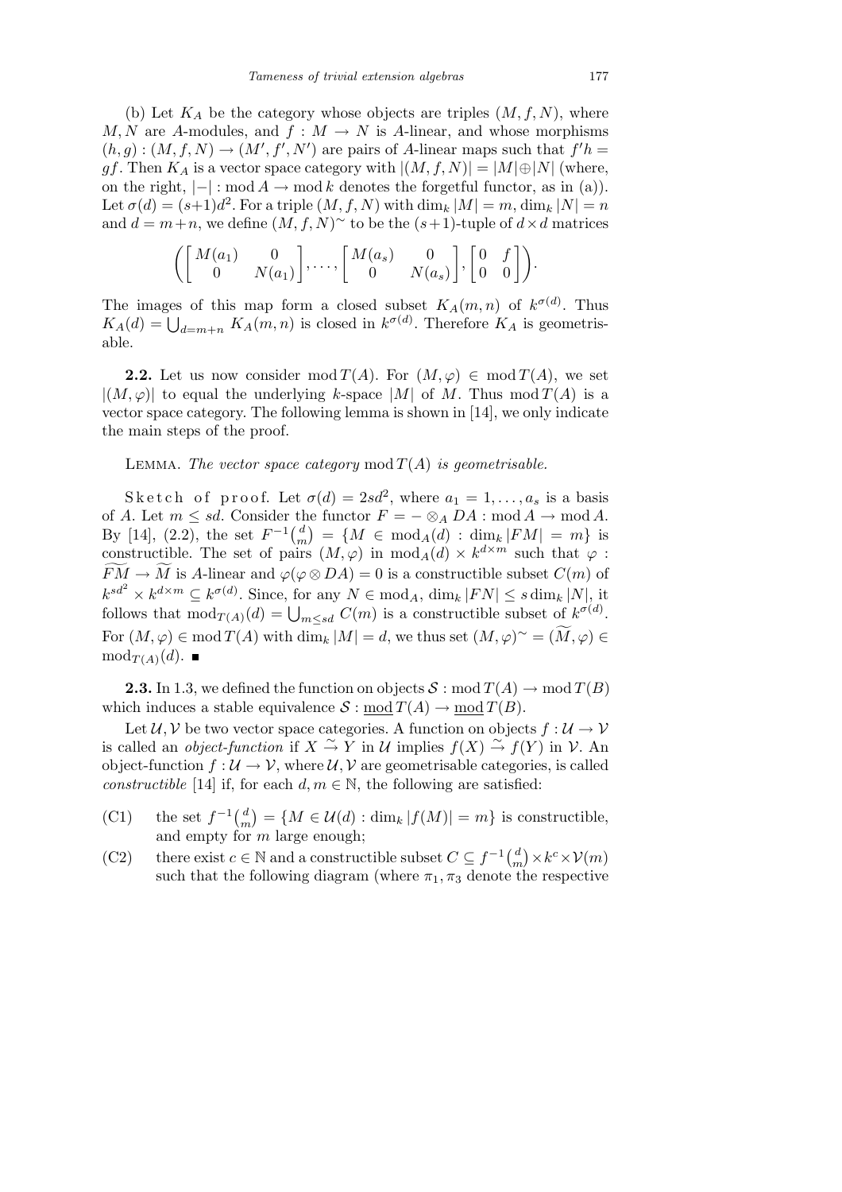(b) Let $K_A$ be the category whose objects are triples $(M, f, N)$, where $M, N$ are $A$-modules, and $f : M \to N$ is $A$-linear, and whose morphisms $(h, g) : (M, f, N) \to (M', f', N')$ are pairs of $A$-linear maps such that $f'h = gf$. Then $K_A$ is a vector space category with $|(M, f, N)| = |M| \oplus |N|$ (where, on the right, $|-| : \operatorname{mod} A \to \operatorname{mod} k$ denotes the forgetful functor, as in (a)). Let $\sigma(d) = (s+1)d^2$. For a triple $(M, f, N)$ with $\dim_k |M| = m$, $\dim_k |N| = n$ and $d = m+n$, we define $(M, f, N)^\sim$ to be the $(s+1)$-tuple of $d \times d$ matrices

$$\left( \begin{bmatrix} M(a_1) & 0 \\ 0 & N(a_1) \end{bmatrix}, \ldots, \begin{bmatrix} M(a_s) & 0 \\ 0 & N(a_s) \end{bmatrix}, \begin{bmatrix} 0 & f \\ 0 & 0 \end{bmatrix} \right).$$

The images of this map form a closed subset $K_A(m, n)$ of $k^{\sigma(d)}$. Thus $K_A(d) = \bigcup_{d=m+n} K_A(m, n)$ is closed in $k^{\sigma(d)}$. Therefore $K_A$ is geometrisable.

**2.2.** Let us now consider $\operatorname{mod} T(A)$. For $(M, \varphi) \in \operatorname{mod} T(A)$, we set $|(M, \varphi)|$ to equal the underlying $k$-space $|M|$ of $M$. Thus $\operatorname{mod} T(A)$ is a vector space category. The following lemma is shown in [14], we only indicate the main steps of the proof.

Lemma. *The vector space category* $\operatorname{mod} T(A)$ *is geometrisable.*

Sketch of proof. Let $\sigma(d) = 2sd^2$, where $a_1 = 1, \ldots, a_s$ is a basis of $A$. Let $m \le sd$. Consider the functor $F = - \otimes_A DA : \operatorname{mod} A \to \operatorname{mod} A$. By [14], (2.2), the set $F^{-1}\binom{d}{m} = \{M \in \operatorname{mod}_A(d) : \dim_k |FM| = m\}$ is constructible. The set of pairs $(M, \varphi)$ in $\operatorname{mod}_A(d) \times k^{d \times m}$ such that $\varphi : \widetilde{FM} \to \widetilde{M}$ is $A$-linear and $\varphi(\varphi \otimes DA) = 0$ is a constructible subset $C(m)$ of $k^{sd^2} \times k^{d \times m} \subseteq k^{\sigma(d)}$. Since, for any $N \in \operatorname{mod}_A$, $\dim_k |FN| \le s \dim_k |N|$, it follows that $\operatorname{mod}_{T(A)}(d) = \bigcup_{m \le sd} C(m)$ is a constructible subset of $k^{\sigma(d)}$. For $(M, \varphi) \in \operatorname{mod} T(A)$ with $\dim_k |M| = d$, we thus set $(M, \varphi)^\sim = (\widetilde{M}, \varphi) \in \operatorname{mod}_{T(A)}(d)$. ∎

**2.3.** In 1.3, we defined the function on objects $\mathcal{S} : \operatorname{mod} T(A) \to \operatorname{mod} T(B)$ which induces a stable equivalence $\mathcal{S} : \underline{\operatorname{mod}}\, T(A) \to \underline{\operatorname{mod}}\, T(B)$.

Let $\mathcal{U}, \mathcal{V}$ be two vector space categories. A function on objects $f : \mathcal{U} \to \mathcal{V}$ is called an *object-function* if $X \xrightarrow{\sim} Y$ in $\mathcal{U}$ implies $f(X) \xrightarrow{\sim} f(Y)$ in $\mathcal{V}$. An object-function $f : \mathcal{U} \to \mathcal{V}$, where $\mathcal{U}, \mathcal{V}$ are geometrisable categories, is called *constructible* [14] if, for each $d, m \in \mathbb{N}$, the following are satisfied:

(C1) the set $f^{-1}\binom{d}{m} = \{M \in \mathcal{U}(d) : \dim_k |f(M)| = m\}$ is constructible, and empty for $m$ large enough;

(C2) there exist $c \in \mathbb{N}$ and a constructible subset $C \subseteq f^{-1}\binom{d}{m} \times k^c \times \mathcal{V}(m)$ such that the following diagram (where $\pi_1, \pi_3$ denote the respective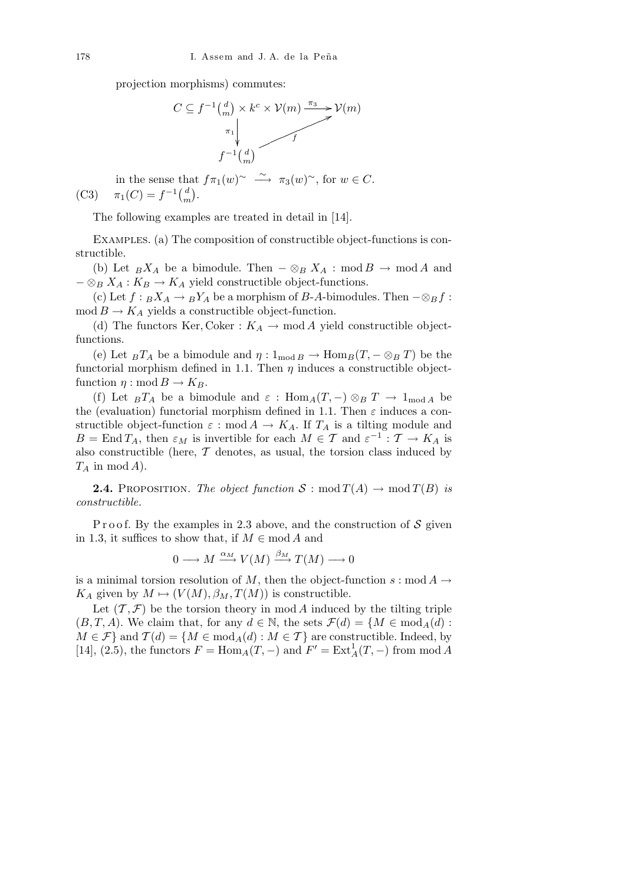projection morphisms) commutes:

$$
\begin{array}{ccc}
C \subseteq f^{-1}\binom{d}{m} \times k^c \times \mathcal{V}(m) & \xrightarrow{\pi_3} & \mathcal{V}(m) \\
\downarrow{\scriptstyle \pi_1} & \nearrow{\scriptstyle f} & \\
f^{-1}\binom{d}{m} & &
\end{array}
$$

in the sense that $f\pi_1(w)^{\sim} \xrightarrow{\sim} \pi_3(w)^{\sim}$, for $w \in C$.

(C3) $\pi_1(C) = f^{-1}\binom{d}{m}$.

The following examples are treated in detail in [14].

Examples. (a) The composition of constructible object-functions is constructible.

(b) Let ${}_BX_A$ be a bimodule. Then $- \otimes_B X_A : \operatorname{mod} B \to \operatorname{mod} A$ and $- \otimes_B X_A : K_B \to K_A$ yield constructible object-functions.

(c) Let $f : {}_BX_A \to {}_BY_A$ be a morphism of $B$-$A$-bimodules. Then $- \otimes_B f : \operatorname{mod} B \to K_A$ yields a constructible object-function.

(d) The functors $\operatorname{Ker}, \operatorname{Coker} : K_A \to \operatorname{mod} A$ yield constructible object-functions.

(e) Let ${}_BT_A$ be a bimodule and $\eta : 1_{\operatorname{mod} B} \to \operatorname{Hom}_B(T, - \otimes_B T)$ be the functorial morphism defined in 1.1. Then $\eta$ induces a constructible object-function $\eta : \operatorname{mod} B \to K_B$.

(f) Let ${}_BT_A$ be a bimodule and $\varepsilon : \operatorname{Hom}_A(T, -) \otimes_B T \to 1_{\operatorname{mod} A}$ be the (evaluation) functorial morphism defined in 1.1. Then $\varepsilon$ induces a constructible object-function $\varepsilon : \operatorname{mod} A \to K_A$. If $T_A$ is a tilting module and $B = \operatorname{End} T_A$, then $\varepsilon_M$ is invertible for each $M \in \mathcal{T}$ and $\varepsilon^{-1} : \mathcal{T} \to K_A$ is also constructible (here, $\mathcal{T}$ denotes, as usual, the torsion class induced by $T_A$ in $\operatorname{mod} A$).

**2.4.** Proposition. *The object function $\mathcal{S} : \operatorname{mod} T(A) \to \operatorname{mod} T(B)$ is constructible.*

Proof. By the examples in 2.3 above, and the construction of $\mathcal{S}$ given in 1.3, it suffices to show that, if $M \in \operatorname{mod} A$ and

$$0 \longrightarrow M \xrightarrow{\alpha_M} V(M) \xrightarrow{\beta_M} T(M) \longrightarrow 0$$

is a minimal torsion resolution of $M$, then the object-function $s : \operatorname{mod} A \to K_A$ given by $M \mapsto (V(M), \beta_M, T(M))$ is constructible.

Let $(\mathcal{T}, \mathcal{F})$ be the torsion theory in $\operatorname{mod} A$ induced by the tilting triple $(B, T, A)$. We claim that, for any $d \in \mathbb{N}$, the sets $\mathcal{F}(d) = \{M \in \operatorname{mod}_A(d) : M \in \mathcal{F}\}$ and $\mathcal{T}(d) = \{M \in \operatorname{mod}_A(d) : M \in \mathcal{T}\}$ are constructible. Indeed, by [14], (2.5), the functors $F = \operatorname{Hom}_A(T, -)$ and $F' = \operatorname{Ext}^1_A(T, -)$ from $\operatorname{mod} A$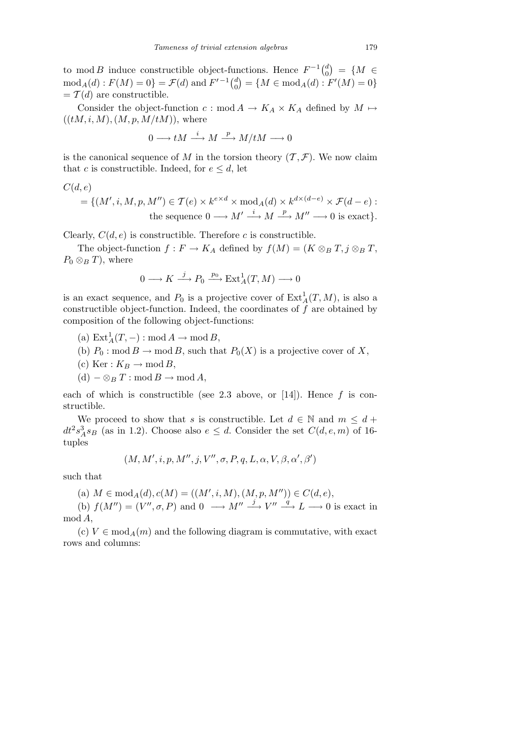to $\operatorname{mod} B$ induce constructible object-functions. Hence $F^{-1}\binom{d}{0} = \{M \in \operatorname{mod}_A(d) : F(M) = 0\} = \mathcal{F}(d)$ and $F'^{-1}\binom{d}{0} = \{M \in \operatorname{mod}_A(d) : F'(M) = 0\} = \mathcal{T}(d)$ are constructible.

Consider the object-function $c : \operatorname{mod} A \to K_A \times K_A$ defined by $M \mapsto ((tM, i, M), (M, p, M/tM))$, where

$$0 \longrightarrow tM \xrightarrow{\ i\ } M \xrightarrow{\ p\ } M/tM \longrightarrow 0$$

is the canonical sequence of $M$ in the torsion theory $(\mathcal{T}, \mathcal{F})$. We now claim that $c$ is constructible. Indeed, for $e \le d$, let

$$\begin{aligned} C(d,e) &\\ = \{(M', i, M, p, M'') &\in \mathcal{T}(e) \times k^{e\times d} \times \operatorname{mod}_A(d) \times k^{d\times(d-e)} \times \mathcal{F}(d-e) : \\ &\text{the sequence } 0 \longrightarrow M' \xrightarrow{\ i\ } M \xrightarrow{\ p\ } M'' \longrightarrow 0 \text{ is exact}\}. \end{aligned}$$

Clearly, $C(d,e)$ is constructible. Therefore $c$ is constructible.

The object-function $f : F \to K_A$ defined by $f(M) = (K \otimes_B T, j \otimes_B T, P_0 \otimes_B T)$, where

$$0 \longrightarrow K \xrightarrow{\ j\ } P_0 \xrightarrow{\ p_0\ } \operatorname{Ext}^1_A(T, M) \longrightarrow 0$$

is an exact sequence, and $P_0$ is a projective cover of $\operatorname{Ext}^1_A(T, M)$, is also a constructible object-function. Indeed, the coordinates of $f$ are obtained by composition of the following object-functions:

(a) $\operatorname{Ext}^1_A(T, -) : \operatorname{mod} A \to \operatorname{mod} B$,

(b) $P_0 : \operatorname{mod} B \to \operatorname{mod} B$, such that $P_0(X)$ is a projective cover of $X$,

(c) $\operatorname{Ker} : K_B \to \operatorname{mod} B$,

(d) $- \otimes_B T : \operatorname{mod} B \to \operatorname{mod} A$,

each of which is constructible (see 2.3 above, or [14]). Hence $f$ is constructible.

We proceed to show that $s$ is constructible. Let $d \in \mathbb{N}$ and $m \le d + dt^2 s_A^3 s_B$ (as in 1.2). Choose also $e \le d$. Consider the set $C(d, e, m)$ of 16-tuples

$$(M, M', i, p, M'', j, V'', \sigma, P, q, L, \alpha, V, \beta, \alpha', \beta')$$

such that

(a) $M \in \operatorname{mod}_A(d), c(M) = ((M', i, M), (M, p, M'')) \in C(d, e)$,

(b) $f(M'') = (V'', \sigma, P)$ and $0 \longrightarrow M'' \xrightarrow{\ j\ } V'' \xrightarrow{\ q\ } L \longrightarrow 0$ is exact in $\operatorname{mod} A$,

(c) $V \in \operatorname{mod}_A(m)$ and the following diagram is commutative, with exact rows and columns: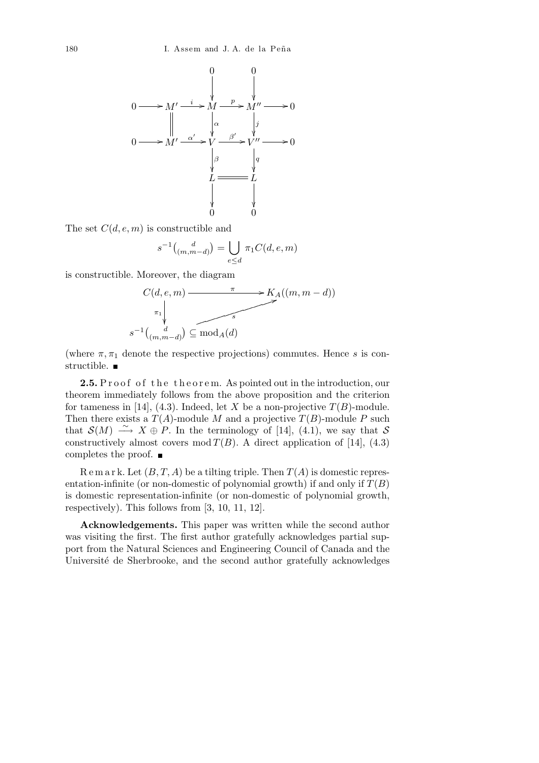$$
\begin{array}{ccccccccc}
 & & & & 0 & & 0 & & \\
 & & & & \downarrow & & \downarrow & & \\
0 & \longrightarrow & M' & \xrightarrow{i} & M & \xrightarrow{p} & M'' & \longrightarrow & 0 \\
 & & \| & & \downarrow{\scriptstyle \alpha} & & \downarrow{\scriptstyle j} & & \\
0 & \longrightarrow & M' & \xrightarrow{\alpha'} & V & \xrightarrow{\beta'} & V'' & \longrightarrow & 0 \\
 & & & & \downarrow{\scriptstyle \beta} & & \downarrow{\scriptstyle q} & & \\
 & & & & L & = & L & & \\
 & & & & \downarrow & & \downarrow & & \\
 & & & & 0 & & 0 & &
\end{array}
$$

The set $C(d,e,m)$ is constructible and

$$s^{-1}\tbinom{d}{(m,m-d)} = \bigcup_{e\le d} \pi_1 C(d,e,m)$$

is constructible. Moreover, the diagram

$$
\begin{array}{ccc}
C(d,e,m) & \xrightarrow{\quad \pi \quad} & K_A((m,m-d)) \\
\downarrow{\scriptstyle \pi_1} & \nearrow{\scriptstyle s} & \\
s^{-1}\tbinom{d}{(m,m-d)} \subseteq \operatorname{mod}_A(d) & &
\end{array}
$$

(where $\pi, \pi_1$ denote the respective projections) commutes. Hence $s$ is constructible. ∎

**2.5.** Proof of the theorem. As pointed out in the introduction, our theorem immediately follows from the above proposition and the criterion for tameness in [14], (4.3). Indeed, let $X$ be a non-projective $T(B)$-module. Then there exists a $T(A)$-module $M$ and a projective $T(B)$-module $P$ such that $\mathcal{S}(M) \xrightarrow{\sim} X \oplus P$. In the terminology of [14], (4.1), we say that $\mathcal{S}$ constructively almost covers $\operatorname{mod} T(B)$. A direct application of [14], (4.3) completes the proof. ∎

Remark. Let $(B,T,A)$ be a tilting triple. Then $T(A)$ is domestic representation-infinite (or non-domestic of polynomial growth) if and only if $T(B)$ is domestic representation-infinite (or non-domestic of polynomial growth, respectively). This follows from [3, 10, 11, 12].

**Acknowledgements.** This paper was written while the second author was visiting the first. The first author gratefully acknowledges partial support from the Natural Sciences and Engineering Council of Canada and the Université de Sherbrooke, and the second author gratefully acknowledges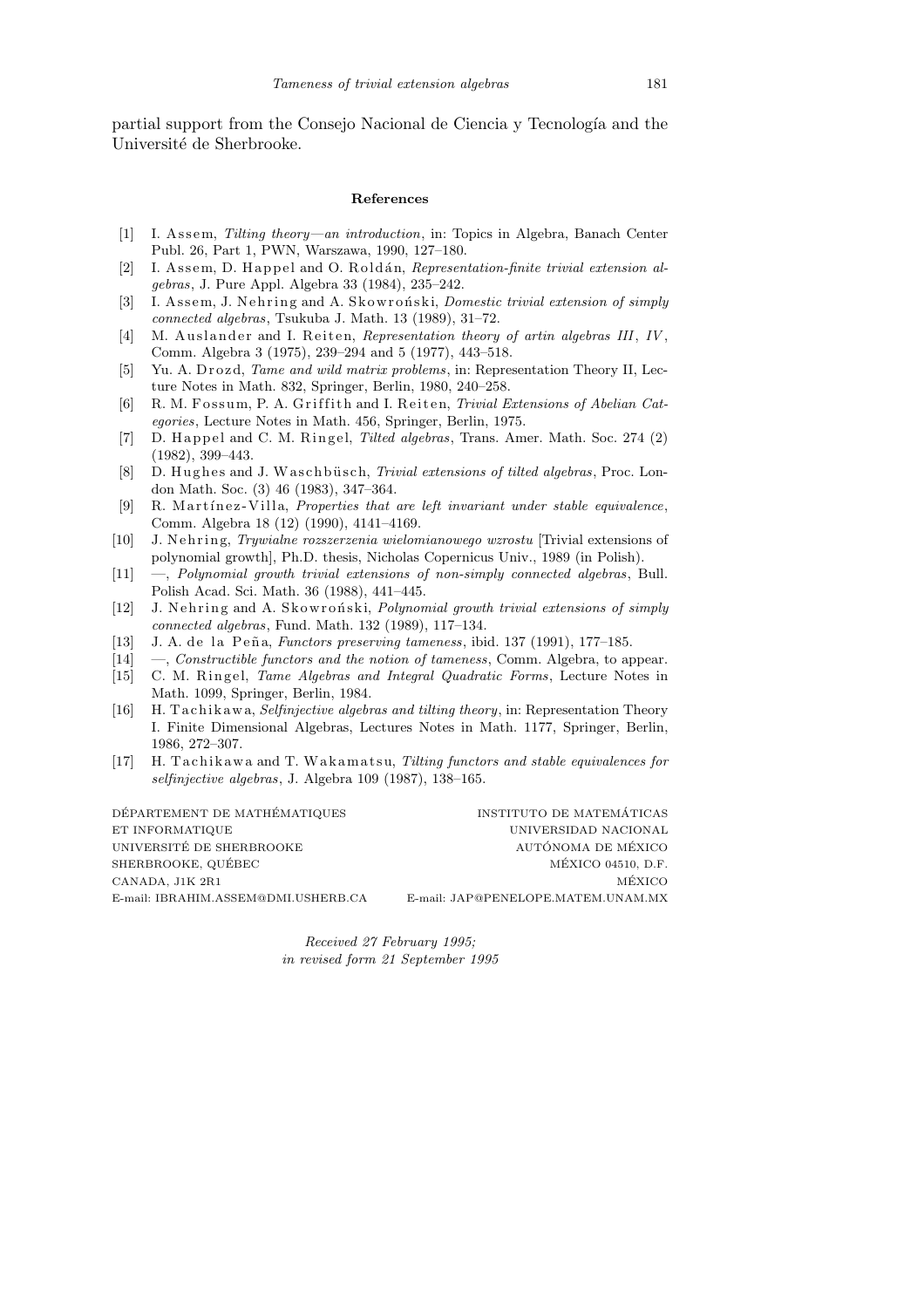partial support from the Consejo Nacional de Ciencia y Tecnología and the Université de Sherbrooke.

## References

[1] I. Assem, *Tilting theory—an introduction*, in: Topics in Algebra, Banach Center Publ. 26, Part 1, PWN, Warszawa, 1990, 127–180.

[2] I. Assem, D. Happel and O. Roldán, *Representation-finite trivial extension algebras*, J. Pure Appl. Algebra 33 (1984), 235–242.

[3] I. Assem, J. Nehring and A. Skowroński, *Domestic trivial extension of simply connected algebras*, Tsukuba J. Math. 13 (1989), 31–72.

[4] M. Auslander and I. Reiten, *Representation theory of artin algebras III*, *IV*, Comm. Algebra 3 (1975), 239–294 and 5 (1977), 443–518.

[5] Yu. A. Drozd, *Tame and wild matrix problems*, in: Representation Theory II, Lecture Notes in Math. 832, Springer, Berlin, 1980, 240–258.

[6] R. M. Fossum, P. A. Griffith and I. Reiten, *Trivial Extensions of Abelian Categories*, Lecture Notes in Math. 456, Springer, Berlin, 1975.

[7] D. Happel and C. M. Ringel, *Tilted algebras*, Trans. Amer. Math. Soc. 274 (2) (1982), 399–443.

[8] D. Hughes and J. Waschbüsch, *Trivial extensions of tilted algebras*, Proc. London Math. Soc. (3) 46 (1983), 347–364.

[9] R. Martínez-Villa, *Properties that are left invariant under stable equivalence*, Comm. Algebra 18 (12) (1990), 4141–4169.

[10] J. Nehring, *Trywialne rozszerzenia wielomianowego wzrostu* [Trivial extensions of polynomial growth], Ph.D. thesis, Nicholas Copernicus Univ., 1989 (in Polish).

[11] —, *Polynomial growth trivial extensions of non-simply connected algebras*, Bull. Polish Acad. Sci. Math. 36 (1988), 441–445.

[12] J. Nehring and A. Skowroński, *Polynomial growth trivial extensions of simply connected algebras*, Fund. Math. 132 (1989), 117–134.

[13] J. A. de la Peña, *Functors preserving tameness*, ibid. 137 (1991), 177–185.

[14] —, *Constructible functors and the notion of tameness*, Comm. Algebra, to appear.

[15] C. M. Ringel, *Tame Algebras and Integral Quadratic Forms*, Lecture Notes in Math. 1099, Springer, Berlin, 1984.

[16] H. Tachikawa, *Selfinjective algebras and tilting theory*, in: Representation Theory I. Finite Dimensional Algebras, Lectures Notes in Math. 1177, Springer, Berlin, 1986, 272–307.

[17] H. Tachikawa and T. Wakamatsu, *Tilting functors and stable equivalences for selfinjective algebras*, J. Algebra 109 (1987), 138–165.

DÉPARTEMENT DE MATHÉMATIQUES
ET INFORMATIQUE
UNIVERSITÉ DE SHERBROOKE
SHERBROOKE, QUÉBEC
CANADA, J1K 2R1
E-mail: IBRAHIM.ASSEM@DMI.USHERB.CA

INSTITUTO DE MATEMÁTICAS
UNIVERSIDAD NACIONAL
AUTÓNOMA DE MÉXICO
MÉXICO 04510, D.F.
MÉXICO
E-mail: JAP@PENELOPE.MATEM.UNAM.MX

*Received 27 February 1995;*
*in revised form 21 September 1995*